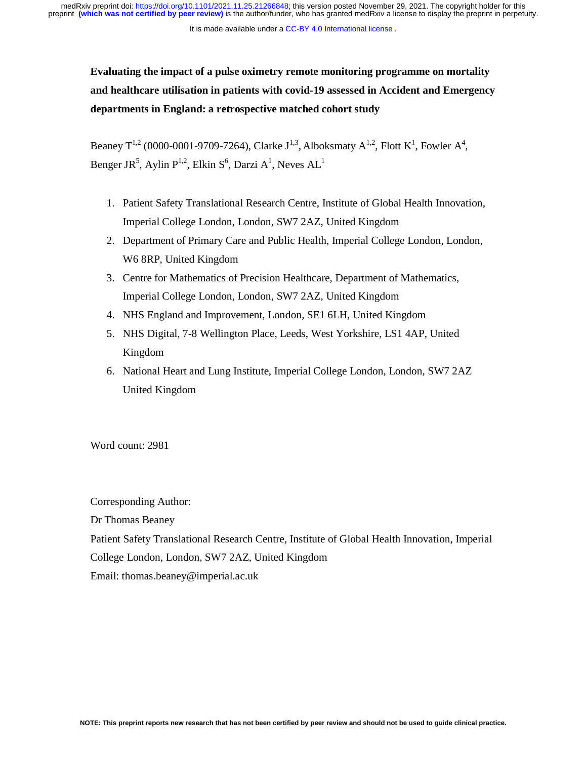# Evaluating the impact of a pulse oximetry remote monitoring programme on mortality and healthcare utilisation in patients with covid-19 assessed in Accident and Emergency departments in England: a retrospective matched cohort study

Beaney T[1,2] (0000-0001-9709-7264), Clarke J[1,3], Alboksmaty A[1,2], Flott K[1], Fowler A[4], Benger JR[5], Aylin P[1,2], Elkin S[6], Darzi A[1], Neves AL[1]

1. Patient Safety Translational Research Centre, Institute of Global Health Innovation, Imperial College London, London, SW7 2AZ, United Kingdom
2. Department of Primary Care and Public Health, Imperial College London, London, W6 8RP, United Kingdom
3. Centre for Mathematics of Precision Healthcare, Department of Mathematics, Imperial College London, London, SW7 2AZ, United Kingdom
4. NHS England and Improvement, London, SE1 6LH, United Kingdom
5. NHS Digital, 7-8 Wellington Place, Leeds, West Yorkshire, LS1 4AP, United Kingdom
6. National Heart and Lung Institute, Imperial College London, London, SW7 2AZ United Kingdom

Word count: 2981

Corresponding Author:

Dr Thomas Beaney

Patient Safety Translational Research Centre, Institute of Global Health Innovation, Imperial College London, London, SW7 2AZ, United Kingdom

Email: thomas.beaney@imperial.ac.uk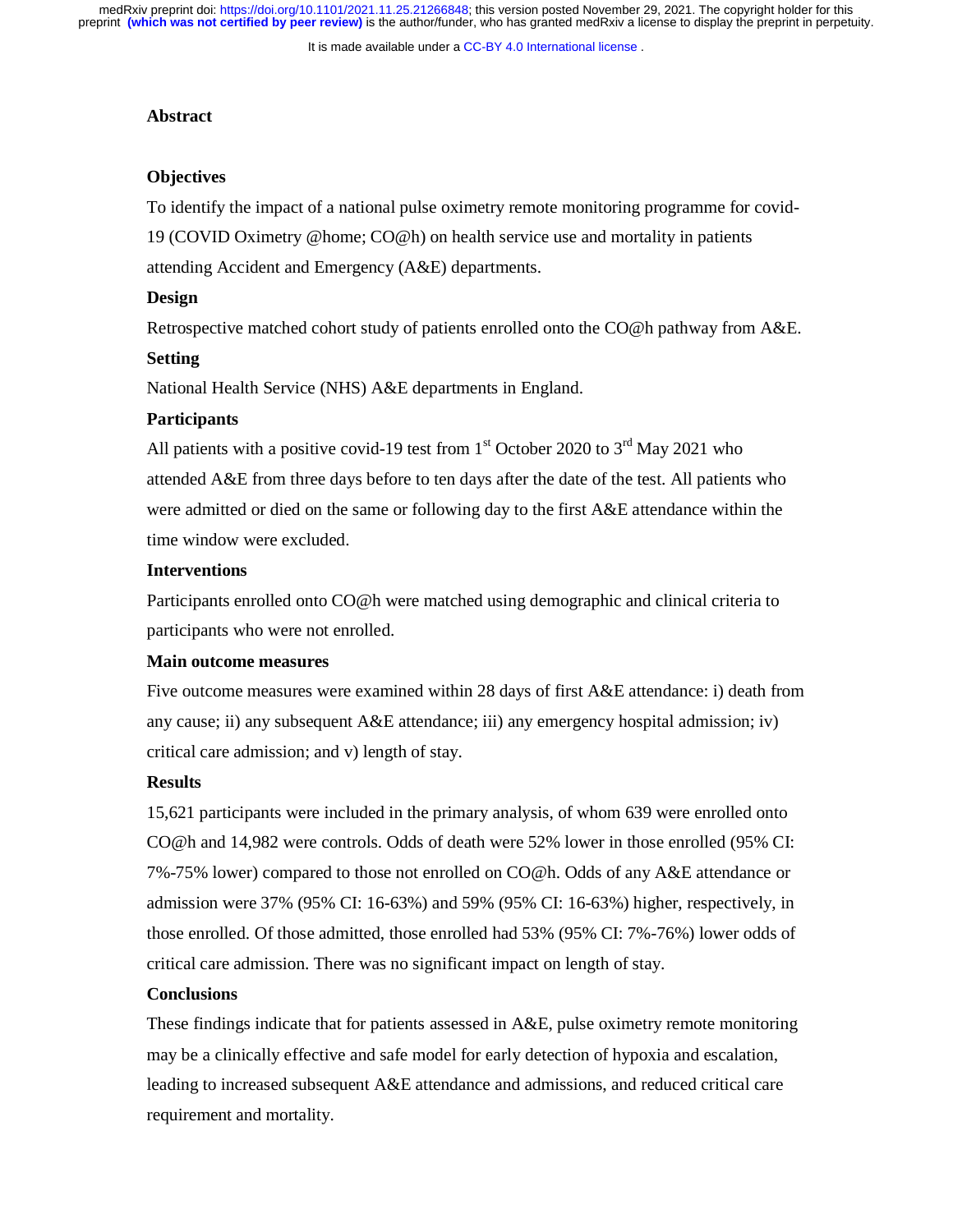## Abstract

### Objectives

To identify the impact of a national pulse oximetry remote monitoring programme for covid-19 (COVID Oximetry @home; CO@h) on health service use and mortality in patients attending Accident and Emergency (A&E) departments.

### Design

Retrospective matched cohort study of patients enrolled onto the CO@h pathway from A&E.

### Setting

National Health Service (NHS) A&E departments in England.

### Participants

All patients with a positive covid-19 test from 1st October 2020 to 3rd May 2021 who attended A&E from three days before to ten days after the date of the test. All patients who were admitted or died on the same or following day to the first A&E attendance within the time window were excluded.

### Interventions

Participants enrolled onto CO@h were matched using demographic and clinical criteria to participants who were not enrolled.

### Main outcome measures

Five outcome measures were examined within 28 days of first A&E attendance: i) death from any cause; ii) any subsequent A&E attendance; iii) any emergency hospital admission; iv) critical care admission; and v) length of stay.

### Results

15,621 participants were included in the primary analysis, of whom 639 were enrolled onto CO@h and 14,982 were controls. Odds of death were 52% lower in those enrolled (95% CI: 7%-75% lower) compared to those not enrolled on CO@h. Odds of any A&E attendance or admission were 37% (95% CI: 16-63%) and 59% (95% CI: 16-63%) higher, respectively, in those enrolled. Of those admitted, those enrolled had 53% (95% CI: 7%-76%) lower odds of critical care admission. There was no significant impact on length of stay.

### Conclusions

These findings indicate that for patients assessed in A&E, pulse oximetry remote monitoring may be a clinically effective and safe model for early detection of hypoxia and escalation, leading to increased subsequent A&E attendance and admissions, and reduced critical care requirement and mortality.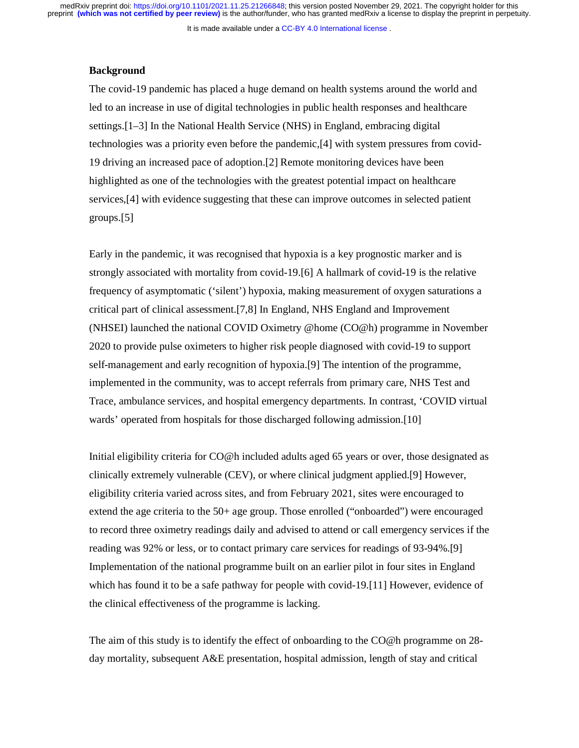## Background

The covid-19 pandemic has placed a huge demand on health systems around the world and led to an increase in use of digital technologies in public health responses and healthcare settings.[1–3] In the National Health Service (NHS) in England, embracing digital technologies was a priority even before the pandemic,[4] with system pressures from covid-19 driving an increased pace of adoption.[2] Remote monitoring devices have been highlighted as one of the technologies with the greatest potential impact on healthcare services,[4] with evidence suggesting that these can improve outcomes in selected patient groups.[5]

Early in the pandemic, it was recognised that hypoxia is a key prognostic marker and is strongly associated with mortality from covid-19.[6] A hallmark of covid-19 is the relative frequency of asymptomatic ('silent') hypoxia, making measurement of oxygen saturations a critical part of clinical assessment.[7,8] In England, NHS England and Improvement (NHSEI) launched the national COVID Oximetry @home (CO@h) programme in November 2020 to provide pulse oximeters to higher risk people diagnosed with covid-19 to support self-management and early recognition of hypoxia.[9] The intention of the programme, implemented in the community, was to accept referrals from primary care, NHS Test and Trace, ambulance services, and hospital emergency departments. In contrast, 'COVID virtual wards' operated from hospitals for those discharged following admission.[10]

Initial eligibility criteria for CO@h included adults aged 65 years or over, those designated as clinically extremely vulnerable (CEV), or where clinical judgment applied.[9] However, eligibility criteria varied across sites, and from February 2021, sites were encouraged to extend the age criteria to the 50+ age group. Those enrolled ("onboarded") were encouraged to record three oximetry readings daily and advised to attend or call emergency services if the reading was 92% or less, or to contact primary care services for readings of 93-94%.[9] Implementation of the national programme built on an earlier pilot in four sites in England which has found it to be a safe pathway for people with covid-19.[11] However, evidence of the clinical effectiveness of the programme is lacking.

The aim of this study is to identify the effect of onboarding to the CO@h programme on 28-day mortality, subsequent A&E presentation, hospital admission, length of stay and critical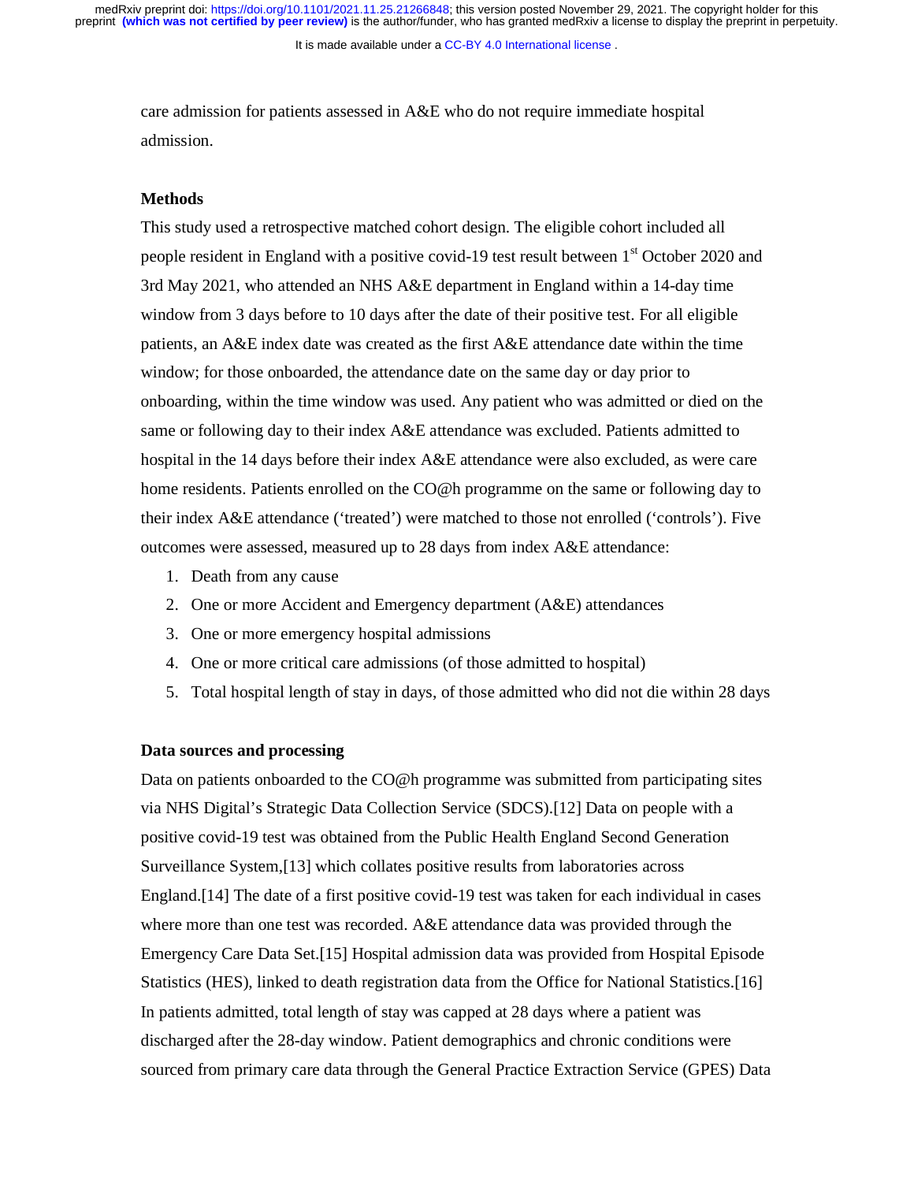care admission for patients assessed in A&E who do not require immediate hospital admission.

**Methods**

This study used a retrospective matched cohort design. The eligible cohort included all people resident in England with a positive covid-19 test result between 1st October 2020 and 3rd May 2021, who attended an NHS A&E department in England within a 14-day time window from 3 days before to 10 days after the date of their positive test. For all eligible patients, an A&E index date was created as the first A&E attendance date within the time window; for those onboarded, the attendance date on the same day or day prior to onboarding, within the time window was used. Any patient who was admitted or died on the same or following day to their index A&E attendance was excluded. Patients admitted to hospital in the 14 days before their index A&E attendance were also excluded, as were care home residents. Patients enrolled on the CO@h programme on the same or following day to their index A&E attendance ('treated') were matched to those not enrolled ('controls'). Five outcomes were assessed, measured up to 28 days from index A&E attendance:

1. Death from any cause
2. One or more Accident and Emergency department (A&E) attendances
3. One or more emergency hospital admissions
4. One or more critical care admissions (of those admitted to hospital)
5. Total hospital length of stay in days, of those admitted who did not die within 28 days

**Data sources and processing**

Data on patients onboarded to the CO@h programme was submitted from participating sites via NHS Digital's Strategic Data Collection Service (SDCS).[12] Data on people with a positive covid-19 test was obtained from the Public Health England Second Generation Surveillance System,[13] which collates positive results from laboratories across England.[14] The date of a first positive covid-19 test was taken for each individual in cases where more than one test was recorded. A&E attendance data was provided through the Emergency Care Data Set.[15] Hospital admission data was provided from Hospital Episode Statistics (HES), linked to death registration data from the Office for National Statistics.[16] In patients admitted, total length of stay was capped at 28 days where a patient was discharged after the 28-day window. Patient demographics and chronic conditions were sourced from primary care data through the General Practice Extraction Service (GPES) Data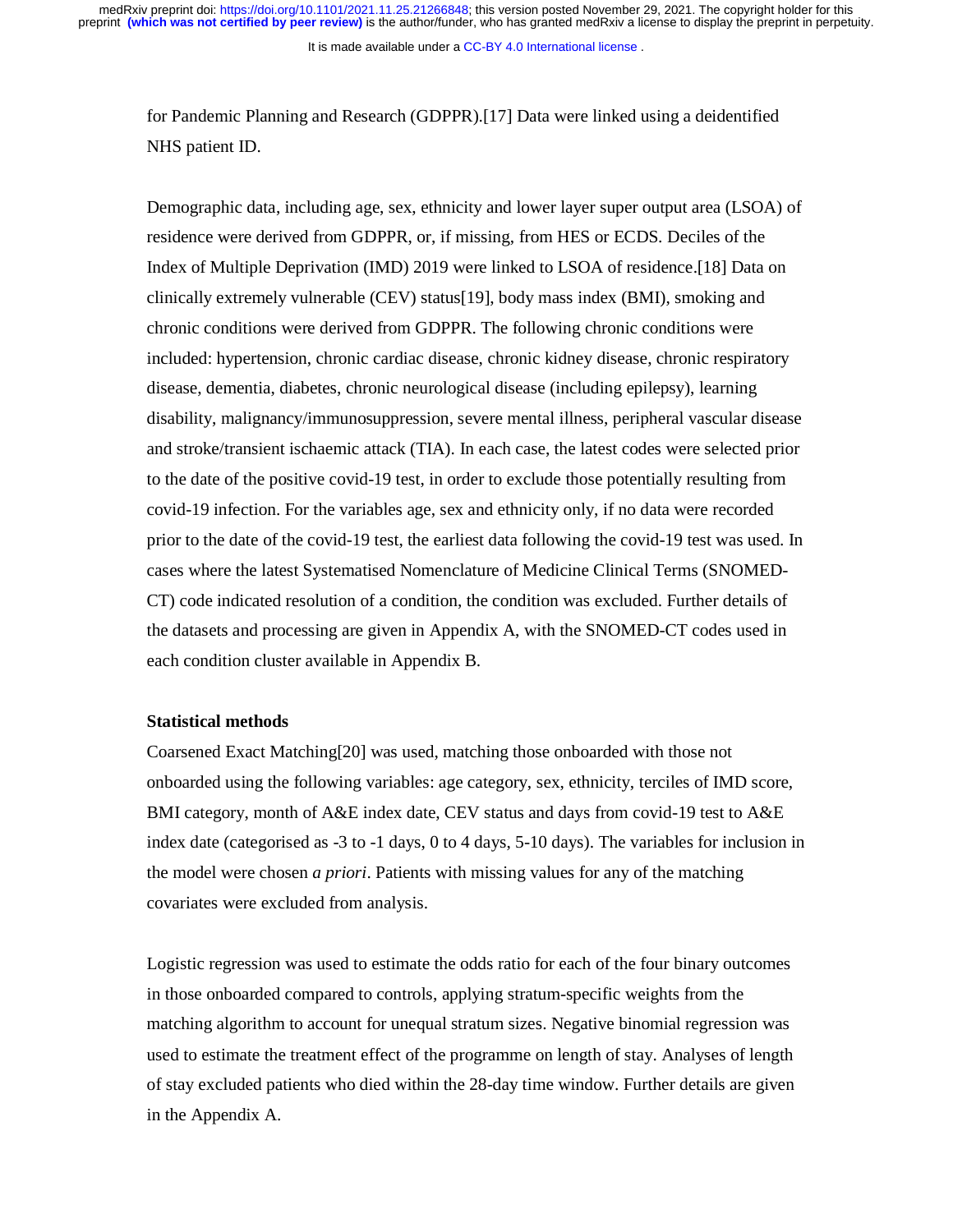for Pandemic Planning and Research (GDPPR).[17] Data were linked using a deidentified NHS patient ID.

Demographic data, including age, sex, ethnicity and lower layer super output area (LSOA) of residence were derived from GDPPR, or, if missing, from HES or ECDS. Deciles of the Index of Multiple Deprivation (IMD) 2019 were linked to LSOA of residence.[18] Data on clinically extremely vulnerable (CEV) status[19], body mass index (BMI), smoking and chronic conditions were derived from GDPPR. The following chronic conditions were included: hypertension, chronic cardiac disease, chronic kidney disease, chronic respiratory disease, dementia, diabetes, chronic neurological disease (including epilepsy), learning disability, malignancy/immunosuppression, severe mental illness, peripheral vascular disease and stroke/transient ischaemic attack (TIA). In each case, the latest codes were selected prior to the date of the positive covid-19 test, in order to exclude those potentially resulting from covid-19 infection. For the variables age, sex and ethnicity only, if no data were recorded prior to the date of the covid-19 test, the earliest data following the covid-19 test was used. In cases where the latest Systematised Nomenclature of Medicine Clinical Terms (SNOMED-CT) code indicated resolution of a condition, the condition was excluded. Further details of the datasets and processing are given in Appendix A, with the SNOMED-CT codes used in each condition cluster available in Appendix B.

**Statistical methods**

Coarsened Exact Matching[20] was used, matching those onboarded with those not onboarded using the following variables: age category, sex, ethnicity, terciles of IMD score, BMI category, month of A&E index date, CEV status and days from covid-19 test to A&E index date (categorised as -3 to -1 days, 0 to 4 days, 5-10 days). The variables for inclusion in the model were chosen *a priori*. Patients with missing values for any of the matching covariates were excluded from analysis.

Logistic regression was used to estimate the odds ratio for each of the four binary outcomes in those onboarded compared to controls, applying stratum-specific weights from the matching algorithm to account for unequal stratum sizes. Negative binomial regression was used to estimate the treatment effect of the programme on length of stay. Analyses of length of stay excluded patients who died within the 28-day time window. Further details are given in the Appendix A.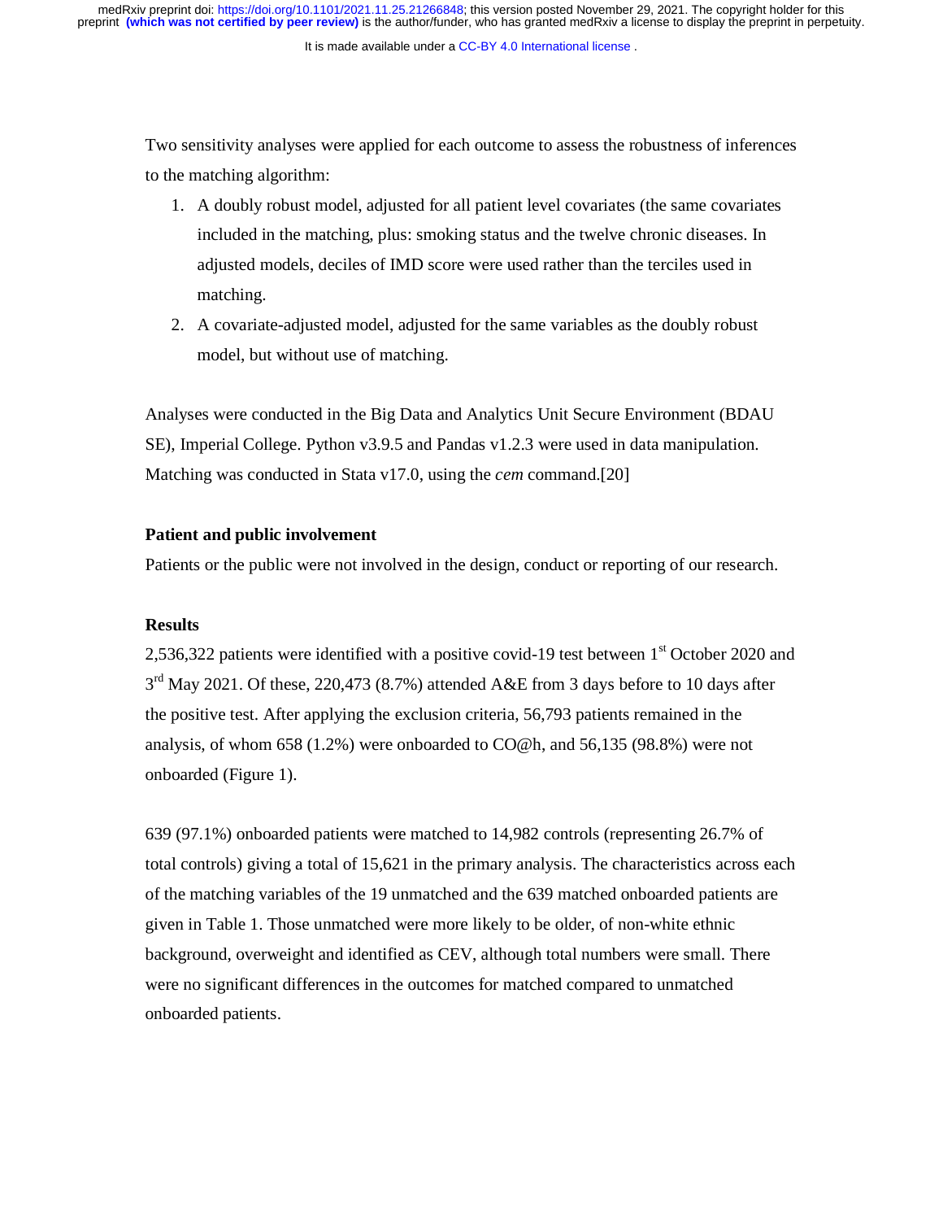Two sensitivity analyses were applied for each outcome to assess the robustness of inferences to the matching algorithm:

1. A doubly robust model, adjusted for all patient level covariates (the same covariates included in the matching, plus: smoking status and the twelve chronic diseases. In adjusted models, deciles of IMD score were used rather than the terciles used in matching.
2. A covariate-adjusted model, adjusted for the same variables as the doubly robust model, but without use of matching.

Analyses were conducted in the Big Data and Analytics Unit Secure Environment (BDAU SE), Imperial College. Python v3.9.5 and Pandas v1.2.3 were used in data manipulation. Matching was conducted in Stata v17.0, using the *cem* command.[20]

### Patient and public involvement

Patients or the public were not involved in the design, conduct or reporting of our research.

### Results

2,536,322 patients were identified with a positive covid-19 test between 1st October 2020 and 3rd May 2021. Of these, 220,473 (8.7%) attended A&E from 3 days before to 10 days after the positive test. After applying the exclusion criteria, 56,793 patients remained in the analysis, of whom 658 (1.2%) were onboarded to CO@h, and 56,135 (98.8%) were not onboarded (Figure 1).

639 (97.1%) onboarded patients were matched to 14,982 controls (representing 26.7% of total controls) giving a total of 15,621 in the primary analysis. The characteristics across each of the matching variables of the 19 unmatched and the 639 matched onboarded patients are given in Table 1. Those unmatched were more likely to be older, of non-white ethnic background, overweight and identified as CEV, although total numbers were small. There were no significant differences in the outcomes for matched compared to unmatched onboarded patients.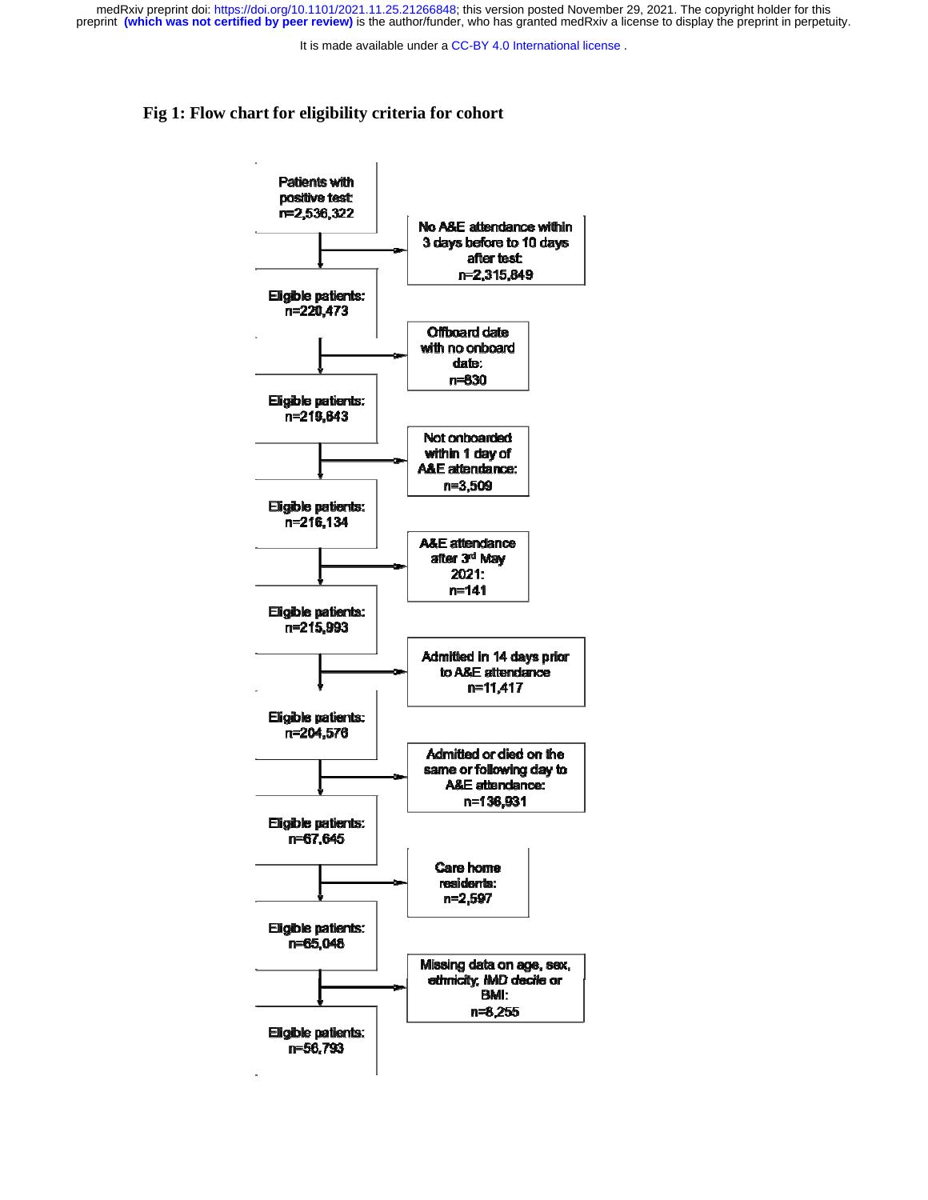# Fig 1: Flow chart for eligibility criteria for cohort

Patients with positive test: n=2,536,322

No A&E attendance within 3 days before to 10 days after test: n=2,315,849

Eligible patients: n=220,473

Offboard date with no onboard date: n=830

Eligible patients: n=219,643

Not onboarded within 1 day of A&E attendance: n=3,509

Eligible patients: n=216,134

A&E attendance after 3rd May 2021: n=141

Eligible patients: n=215,993

Admitted in 14 days prior to A&E attendance n=11,417

Eligible patients: n=204,576

Admitted or died on the same or following day to A&E attendance: n=136,931

Eligible patients: n=67,645

Care home residents: n=2,597

Eligible patients: n=65,048

Missing data on age, sex, ethnicity, IMD decile or BMI: n=8,255

Eligible patients: n=56,793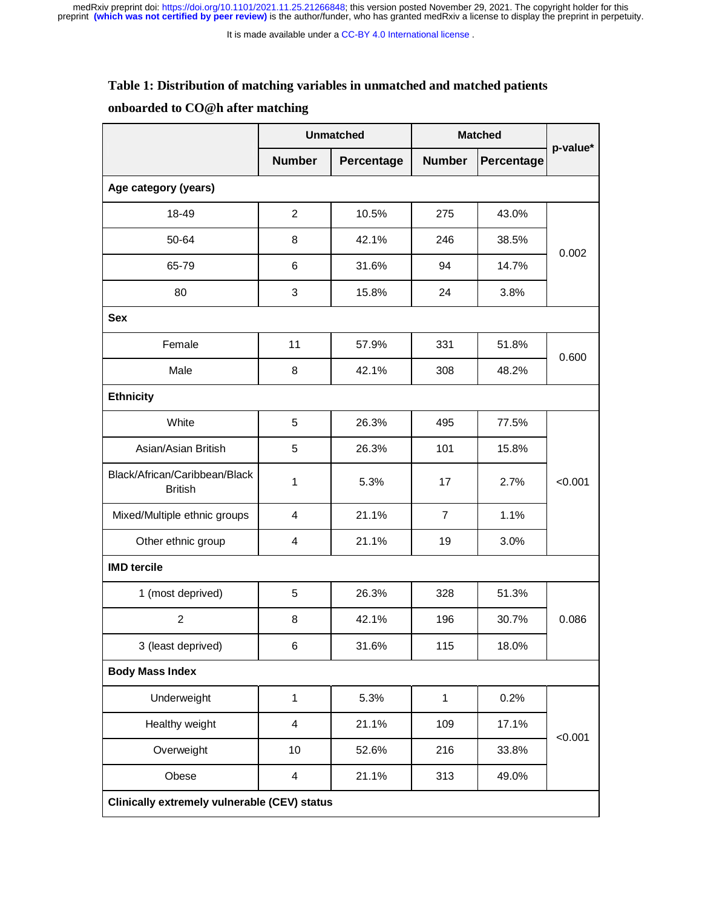**Table 1: Distribution of matching variables in unmatched and matched patients onboarded to CO@h after matching**

| | Unmatched | | Matched | | p-value* |
|---|---|---|---|---|---|
| | Number | Percentage | Number | Percentage | |
| **Age category (years)** | | | | | |
| 18-49 | 2 | 10.5% | 275 | 43.0% | 0.002 |
| 50-64 | 8 | 42.1% | 246 | 38.5% | |
| 65-79 | 6 | 31.6% | 94 | 14.7% | |
| 80 | 3 | 15.8% | 24 | 3.8% | |
| **Sex** | | | | | |
| Female | 11 | 57.9% | 331 | 51.8% | 0.600 |
| Male | 8 | 42.1% | 308 | 48.2% | |
| **Ethnicity** | | | | | |
| White | 5 | 26.3% | 495 | 77.5% | <0.001 |
| Asian/Asian British | 5 | 26.3% | 101 | 15.8% | |
| Black/African/Caribbean/Black British | 1 | 5.3% | 17 | 2.7% | |
| Mixed/Multiple ethnic groups | 4 | 21.1% | 7 | 1.1% | |
| Other ethnic group | 4 | 21.1% | 19 | 3.0% | |
| **IMD tercile** | | | | | |
| 1 (most deprived) | 5 | 26.3% | 328 | 51.3% | 0.086 |
| 2 | 8 | 42.1% | 196 | 30.7% | |
| 3 (least deprived) | 6 | 31.6% | 115 | 18.0% | |
| **Body Mass Index** | | | | | |
| Underweight | 1 | 5.3% | 1 | 0.2% | <0.001 |
| Healthy weight | 4 | 21.1% | 109 | 17.1% | |
| Overweight | 10 | 52.6% | 216 | 33.8% | |
| Obese | 4 | 21.1% | 313 | 49.0% | |
| **Clinically extremely vulnerable (CEV) status** | | | | | |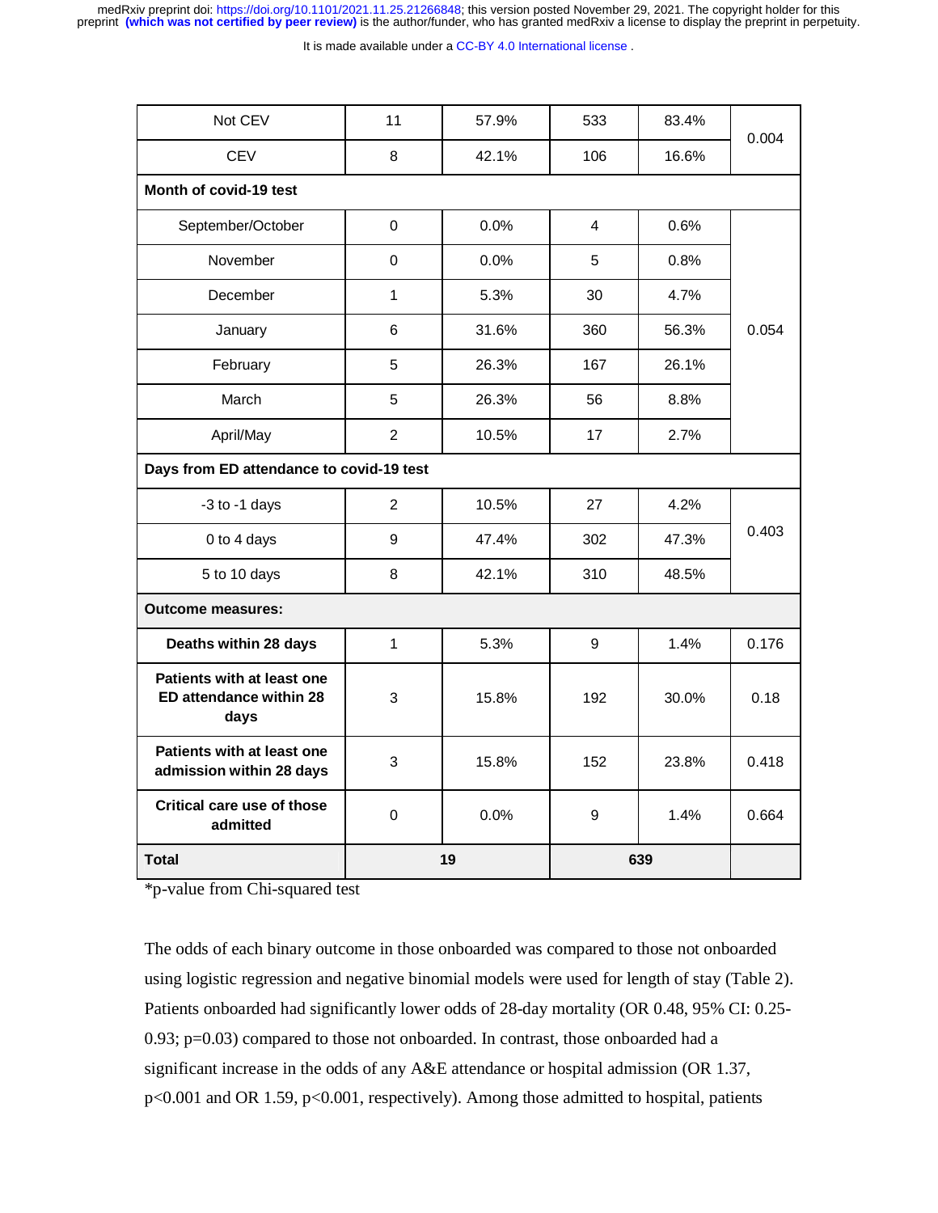| | | | | | |
|---|---|---|---|---|---|
| Not CEV | 11 | 57.9% | 533 | 83.4% | 0.004 |
| CEV | 8 | 42.1% | 106 | 16.6% | |
| **Month of covid-19 test** | | | | | |
| September/October | 0 | 0.0% | 4 | 0.6% | 0.054 |
| November | 0 | 0.0% | 5 | 0.8% | |
| December | 1 | 5.3% | 30 | 4.7% | |
| January | 6 | 31.6% | 360 | 56.3% | |
| February | 5 | 26.3% | 167 | 26.1% | |
| March | 5 | 26.3% | 56 | 8.8% | |
| April/May | 2 | 10.5% | 17 | 2.7% | |
| **Days from ED attendance to covid-19 test** | | | | | |
| -3 to -1 days | 2 | 10.5% | 27 | 4.2% | 0.403 |
| 0 to 4 days | 9 | 47.4% | 302 | 47.3% | |
| 5 to 10 days | 8 | 42.1% | 310 | 48.5% | |
| **Outcome measures:** | | | | | |
| **Deaths within 28 days** | 1 | 5.3% | 9 | 1.4% | 0.176 |
| **Patients with at least one ED attendance within 28 days** | 3 | 15.8% | 192 | 30.0% | 0.18 |
| **Patients with at least one admission within 28 days** | 3 | 15.8% | 152 | 23.8% | 0.418 |
| **Critical care use of those admitted** | 0 | 0.0% | 9 | 1.4% | 0.664 |
| **Total** | **19** | | **639** | | |

*p-value from Chi-squared test

The odds of each binary outcome in those onboarded was compared to those not onboarded using logistic regression and negative binomial models were used for length of stay (Table 2). Patients onboarded had significantly lower odds of 28-day mortality (OR 0.48, 95% CI: 0.25-0.93; p=0.03) compared to those not onboarded. In contrast, those onboarded had a significant increase in the odds of any A&E attendance or hospital admission (OR 1.37, p<0.001 and OR 1.59, p<0.001, respectively). Among those admitted to hospital, patients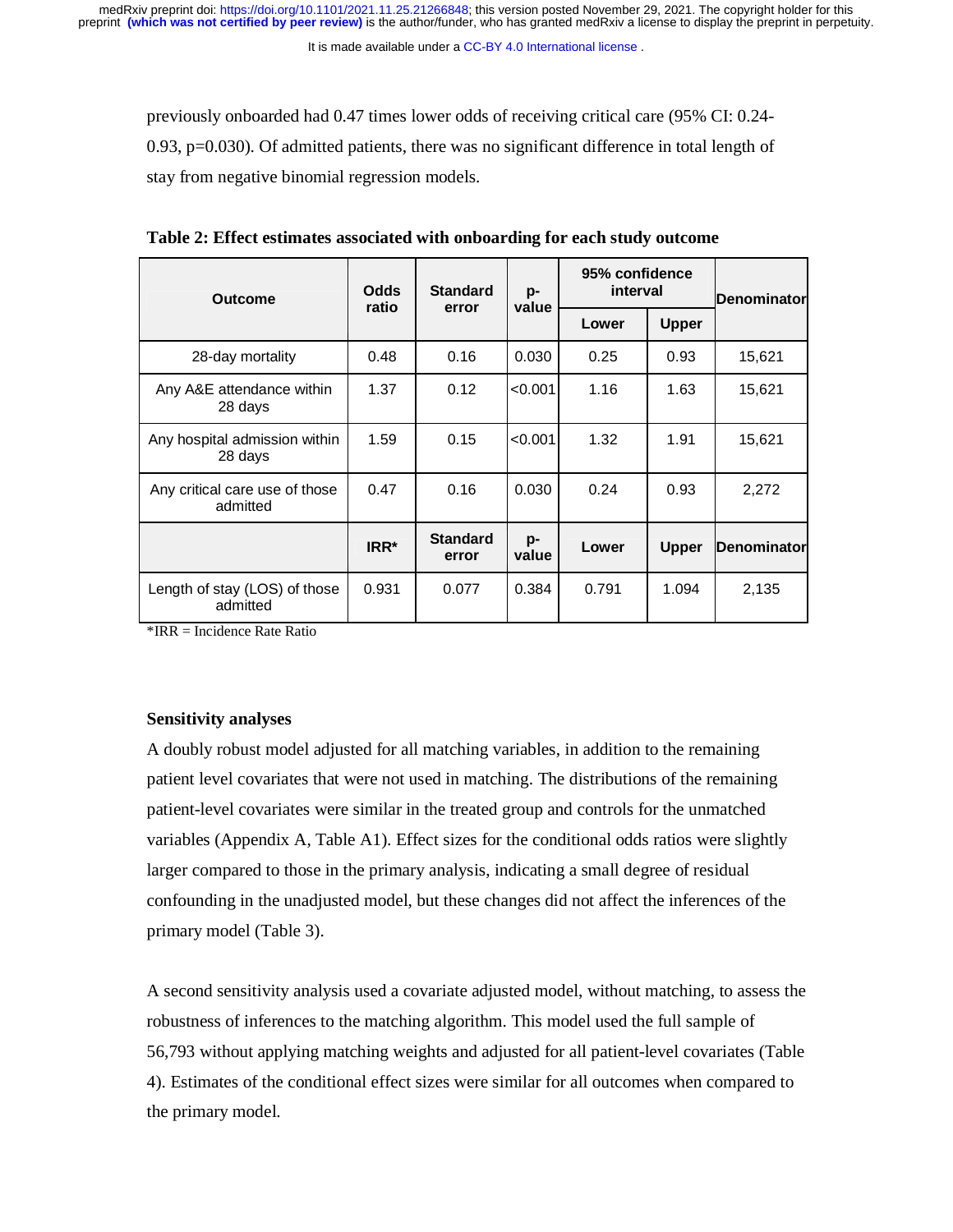previously onboarded had 0.47 times lower odds of receiving critical care (95% CI: 0.24-0.93, p=0.030). Of admitted patients, there was no significant difference in total length of stay from negative binomial regression models.

**Table 2: Effect estimates associated with onboarding for each study outcome**

| Outcome | Odds ratio | Standard error | p-value | 95% confidence interval | | Denominator |
|---|---|---|---|---|---|---|
| | | | | Lower | Upper | |
| 28-day mortality | 0.48 | 0.16 | 0.030 | 0.25 | 0.93 | 15,621 |
| Any A&E attendance within 28 days | 1.37 | 0.12 | <0.001 | 1.16 | 1.63 | 15,621 |
| Any hospital admission within 28 days | 1.59 | 0.15 | <0.001 | 1.32 | 1.91 | 15,621 |
| Any critical care use of those admitted | 0.47 | 0.16 | 0.030 | 0.24 | 0.93 | 2,272 |
| | **IRR*** | **Standard error** | **p-value** | **Lower** | **Upper** | **Denominator** |
| Length of stay (LOS) of those admitted | 0.931 | 0.077 | 0.384 | 0.791 | 1.094 | 2,135 |

*IRR = Incidence Rate Ratio

### Sensitivity analyses

A doubly robust model adjusted for all matching variables, in addition to the remaining patient level covariates that were not used in matching. The distributions of the remaining patient-level covariates were similar in the treated group and controls for the unmatched variables (Appendix A, Table A1). Effect sizes for the conditional odds ratios were slightly larger compared to those in the primary analysis, indicating a small degree of residual confounding in the unadjusted model, but these changes did not affect the inferences of the primary model (Table 3).

A second sensitivity analysis used a covariate adjusted model, without matching, to assess the robustness of inferences to the matching algorithm. This model used the full sample of 56,793 without applying matching weights and adjusted for all patient-level covariates (Table 4). Estimates of the conditional effect sizes were similar for all outcomes when compared to the primary model.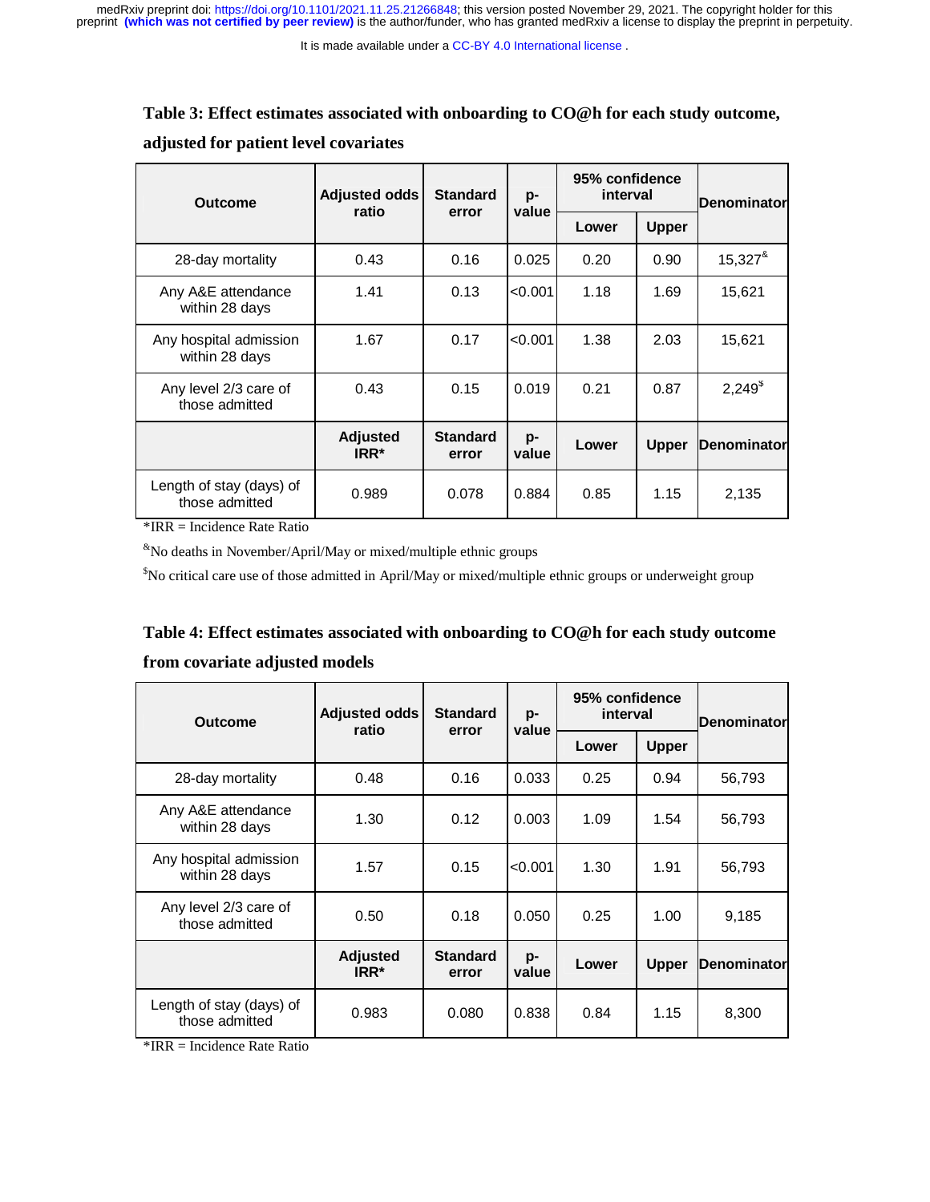**Table 3: Effect estimates associated with onboarding to CO@h for each study outcome, adjusted for patient level covariates**

| Outcome | Adjusted odds ratio | Standard error | p-value | 95% confidence interval | | Denominator |
|---|---|---|---|---|---|---|
| | | | | Lower | Upper | |
| 28-day mortality | 0.43 | 0.16 | 0.025 | 0.20 | 0.90 | 15,327[&] |
| Any A&E attendance within 28 days | 1.41 | 0.13 | <0.001 | 1.18 | 1.69 | 15,621 |
| Any hospital admission within 28 days | 1.67 | 0.17 | <0.001 | 1.38 | 2.03 | 15,621 |
| Any level 2/3 care of those admitted | 0.43 | 0.15 | 0.019 | 0.21 | 0.87 | 2,249[$] |
| | **Adjusted IRR*** | **Standard error** | **p-value** | **Lower** | **Upper** | **Denominator** |
| Length of stay (days) of those admitted | 0.989 | 0.078 | 0.884 | 0.85 | 1.15 | 2,135 |

*IRR = Incidence Rate Ratio

[&]No deaths in November/April/May or mixed/multiple ethnic groups

[$]No critical care use of those admitted in April/May or mixed/multiple ethnic groups or underweight group

**Table 4: Effect estimates associated with onboarding to CO@h for each study outcome from covariate adjusted models**

| Outcome | Adjusted odds ratio | Standard error | p-value | 95% confidence interval | | Denominator |
|---|---|---|---|---|---|---|
| | | | | Lower | Upper | |
| 28-day mortality | 0.48 | 0.16 | 0.033 | 0.25 | 0.94 | 56,793 |
| Any A&E attendance within 28 days | 1.30 | 0.12 | 0.003 | 1.09 | 1.54 | 56,793 |
| Any hospital admission within 28 days | 1.57 | 0.15 | <0.001 | 1.30 | 1.91 | 56,793 |
| Any level 2/3 care of those admitted | 0.50 | 0.18 | 0.050 | 0.25 | 1.00 | 9,185 |
| | **Adjusted IRR*** | **Standard error** | **p-value** | **Lower** | **Upper** | **Denominator** |
| Length of stay (days) of those admitted | 0.983 | 0.080 | 0.838 | 0.84 | 1.15 | 8,300 |

*IRR = Incidence Rate Ratio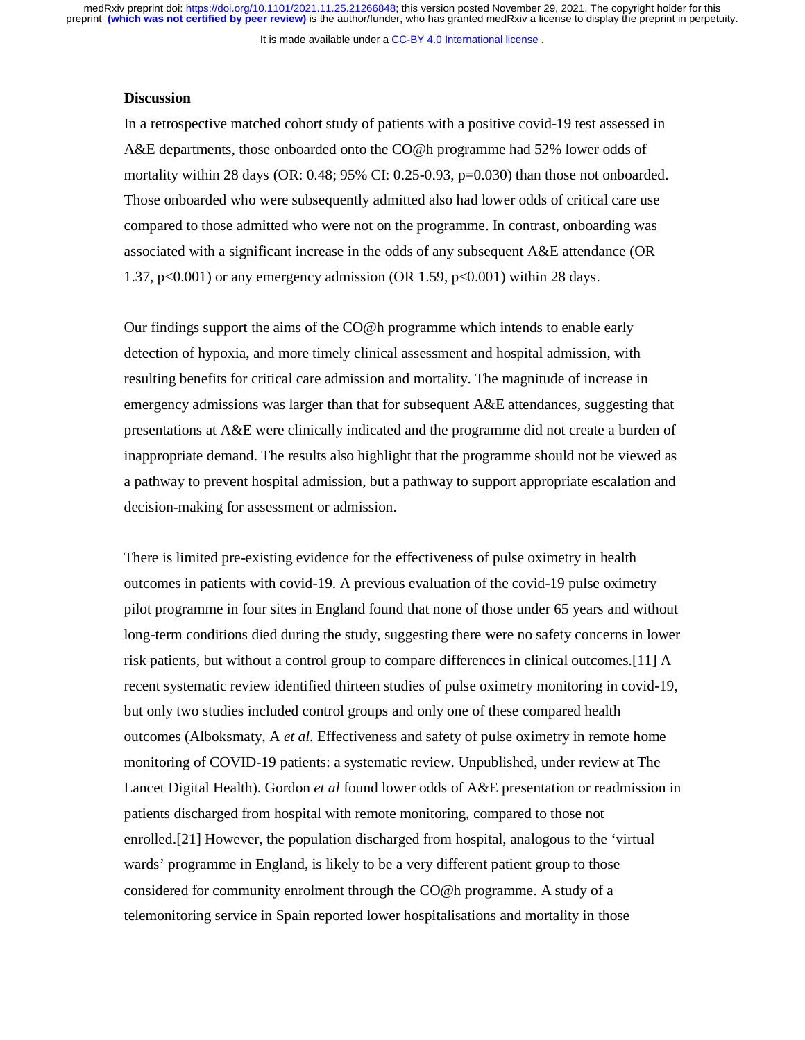## Discussion

In a retrospective matched cohort study of patients with a positive covid-19 test assessed in A&E departments, those onboarded onto the CO@h programme had 52% lower odds of mortality within 28 days (OR: 0.48; 95% CI: 0.25-0.93, p=0.030) than those not onboarded. Those onboarded who were subsequently admitted also had lower odds of critical care use compared to those admitted who were not on the programme. In contrast, onboarding was associated with a significant increase in the odds of any subsequent A&E attendance (OR 1.37, p<0.001) or any emergency admission (OR 1.59, p<0.001) within 28 days.

Our findings support the aims of the CO@h programme which intends to enable early detection of hypoxia, and more timely clinical assessment and hospital admission, with resulting benefits for critical care admission and mortality. The magnitude of increase in emergency admissions was larger than that for subsequent A&E attendances, suggesting that presentations at A&E were clinically indicated and the programme did not create a burden of inappropriate demand. The results also highlight that the programme should not be viewed as a pathway to prevent hospital admission, but a pathway to support appropriate escalation and decision-making for assessment or admission.

There is limited pre-existing evidence for the effectiveness of pulse oximetry in health outcomes in patients with covid-19. A previous evaluation of the covid-19 pulse oximetry pilot programme in four sites in England found that none of those under 65 years and without long-term conditions died during the study, suggesting there were no safety concerns in lower risk patients, but without a control group to compare differences in clinical outcomes.[11] A recent systematic review identified thirteen studies of pulse oximetry monitoring in covid-19, but only two studies included control groups and only one of these compared health outcomes (Alboksmaty, A *et al*. Effectiveness and safety of pulse oximetry in remote home monitoring of COVID-19 patients: a systematic review. Unpublished, under review at The Lancet Digital Health). Gordon *et al* found lower odds of A&E presentation or readmission in patients discharged from hospital with remote monitoring, compared to those not enrolled.[21] However, the population discharged from hospital, analogous to the 'virtual wards' programme in England, is likely to be a very different patient group to those considered for community enrolment through the CO@h programme. A study of a telemonitoring service in Spain reported lower hospitalisations and mortality in those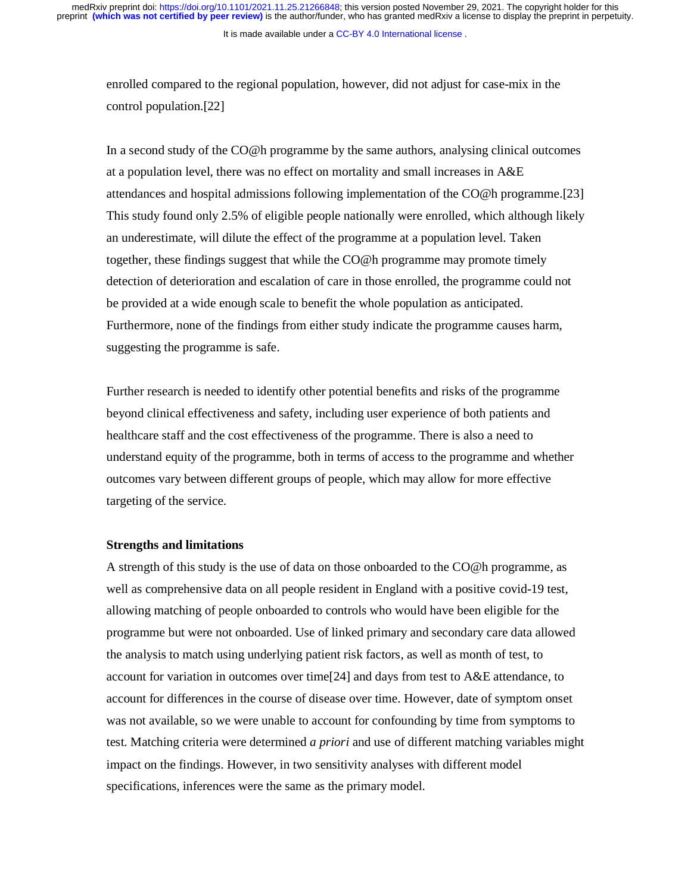enrolled compared to the regional population, however, did not adjust for case-mix in the control population.[22]

In a second study of the CO@h programme by the same authors, analysing clinical outcomes at a population level, there was no effect on mortality and small increases in A&E attendances and hospital admissions following implementation of the CO@h programme.[23] This study found only 2.5% of eligible people nationally were enrolled, which although likely an underestimate, will dilute the effect of the programme at a population level. Taken together, these findings suggest that while the CO@h programme may promote timely detection of deterioration and escalation of care in those enrolled, the programme could not be provided at a wide enough scale to benefit the whole population as anticipated. Furthermore, none of the findings from either study indicate the programme causes harm, suggesting the programme is safe.

Further research is needed to identify other potential benefits and risks of the programme beyond clinical effectiveness and safety, including user experience of both patients and healthcare staff and the cost effectiveness of the programme. There is also a need to understand equity of the programme, both in terms of access to the programme and whether outcomes vary between different groups of people, which may allow for more effective targeting of the service.

**Strengths and limitations**

A strength of this study is the use of data on those onboarded to the CO@h programme, as well as comprehensive data on all people resident in England with a positive covid-19 test, allowing matching of people onboarded to controls who would have been eligible for the programme but were not onboarded. Use of linked primary and secondary care data allowed the analysis to match using underlying patient risk factors, as well as month of test, to account for variation in outcomes over time[24] and days from test to A&E attendance, to account for differences in the course of disease over time. However, date of symptom onset was not available, so we were unable to account for confounding by time from symptoms to test. Matching criteria were determined *a priori* and use of different matching variables might impact on the findings. However, in two sensitivity analyses with different model specifications, inferences were the same as the primary model.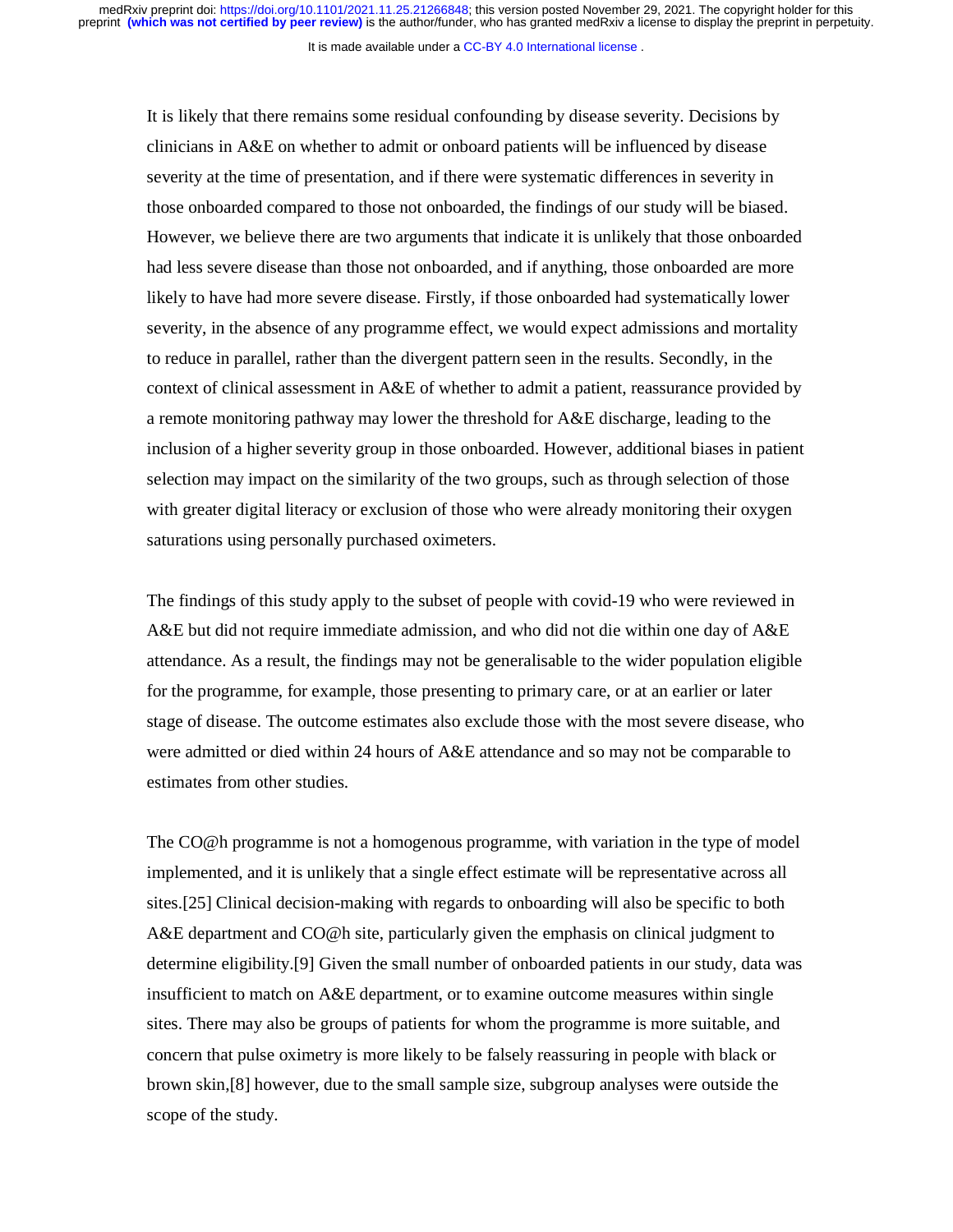It is likely that there remains some residual confounding by disease severity. Decisions by clinicians in A&E on whether to admit or onboard patients will be influenced by disease severity at the time of presentation, and if there were systematic differences in severity in those onboarded compared to those not onboarded, the findings of our study will be biased. However, we believe there are two arguments that indicate it is unlikely that those onboarded had less severe disease than those not onboarded, and if anything, those onboarded are more likely to have had more severe disease. Firstly, if those onboarded had systematically lower severity, in the absence of any programme effect, we would expect admissions and mortality to reduce in parallel, rather than the divergent pattern seen in the results. Secondly, in the context of clinical assessment in A&E of whether to admit a patient, reassurance provided by a remote monitoring pathway may lower the threshold for A&E discharge, leading to the inclusion of a higher severity group in those onboarded. However, additional biases in patient selection may impact on the similarity of the two groups, such as through selection of those with greater digital literacy or exclusion of those who were already monitoring their oxygen saturations using personally purchased oximeters.

The findings of this study apply to the subset of people with covid-19 who were reviewed in A&E but did not require immediate admission, and who did not die within one day of A&E attendance. As a result, the findings may not be generalisable to the wider population eligible for the programme, for example, those presenting to primary care, or at an earlier or later stage of disease. The outcome estimates also exclude those with the most severe disease, who were admitted or died within 24 hours of A&E attendance and so may not be comparable to estimates from other studies.

The CO@h programme is not a homogenous programme, with variation in the type of model implemented, and it is unlikely that a single effect estimate will be representative across all sites.[25] Clinical decision-making with regards to onboarding will also be specific to both A&E department and CO@h site, particularly given the emphasis on clinical judgment to determine eligibility.[9] Given the small number of onboarded patients in our study, data was insufficient to match on A&E department, or to examine outcome measures within single sites. There may also be groups of patients for whom the programme is more suitable, and concern that pulse oximetry is more likely to be falsely reassuring in people with black or brown skin,[8] however, due to the small sample size, subgroup analyses were outside the scope of the study.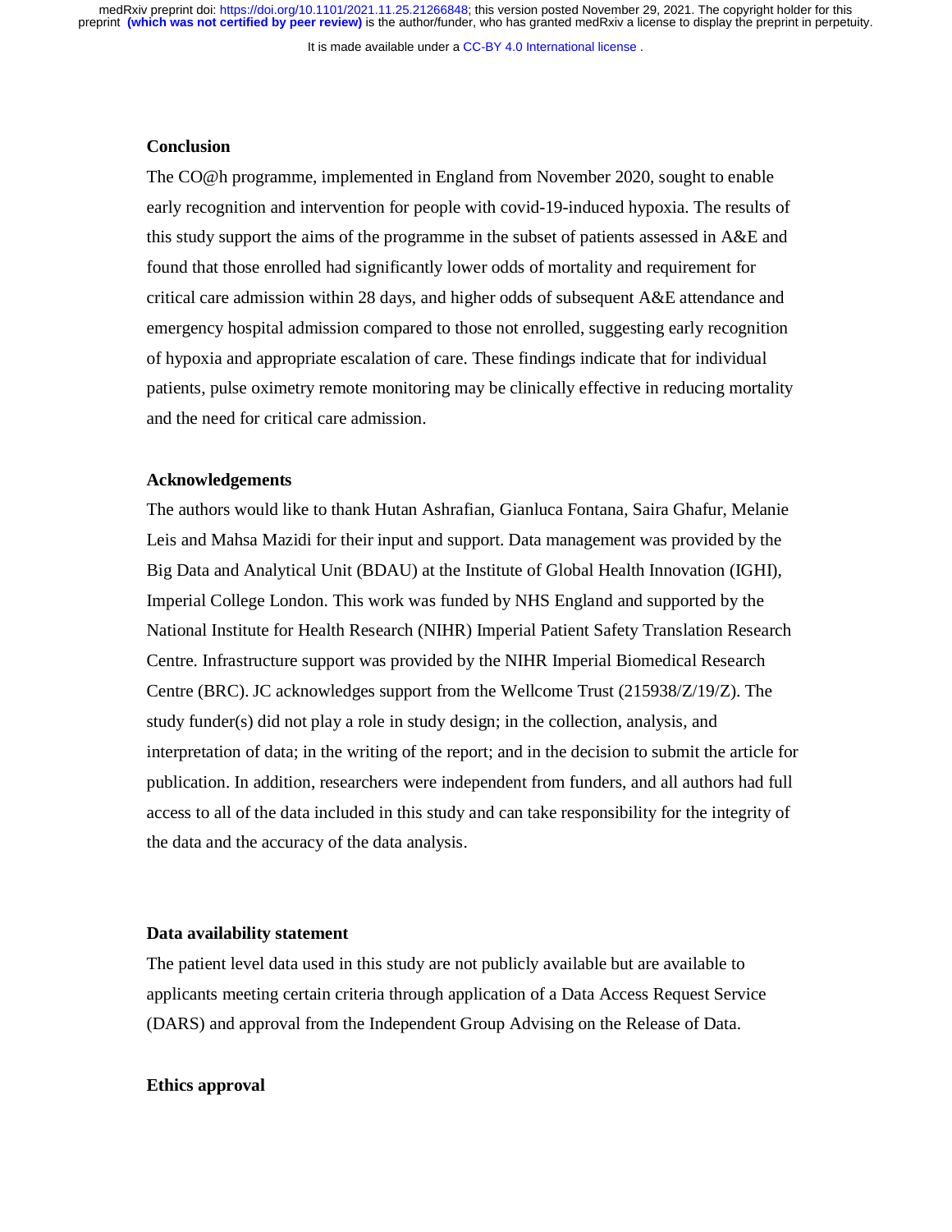**Conclusion**

The CO@h programme, implemented in England from November 2020, sought to enable early recognition and intervention for people with covid-19-induced hypoxia. The results of this study support the aims of the programme in the subset of patients assessed in A&E and found that those enrolled had significantly lower odds of mortality and requirement for critical care admission within 28 days, and higher odds of subsequent A&E attendance and emergency hospital admission compared to those not enrolled, suggesting early recognition of hypoxia and appropriate escalation of care. These findings indicate that for individual patients, pulse oximetry remote monitoring may be clinically effective in reducing mortality and the need for critical care admission.

**Acknowledgements**

The authors would like to thank Hutan Ashrafian, Gianluca Fontana, Saira Ghafur, Melanie Leis and Mahsa Mazidi for their input and support. Data management was provided by the Big Data and Analytical Unit (BDAU) at the Institute of Global Health Innovation (IGHI), Imperial College London. This work was funded by NHS England and supported by the National Institute for Health Research (NIHR) Imperial Patient Safety Translation Research Centre. Infrastructure support was provided by the NIHR Imperial Biomedical Research Centre (BRC). JC acknowledges support from the Wellcome Trust (215938/Z/19/Z). The study funder(s) did not play a role in study design; in the collection, analysis, and interpretation of data; in the writing of the report; and in the decision to submit the article for publication. In addition, researchers were independent from funders, and all authors had full access to all of the data included in this study and can take responsibility for the integrity of the data and the accuracy of the data analysis.

**Data availability statement**

The patient level data used in this study are not publicly available but are available to applicants meeting certain criteria through application of a Data Access Request Service (DARS) and approval from the Independent Group Advising on the Release of Data.

**Ethics approval**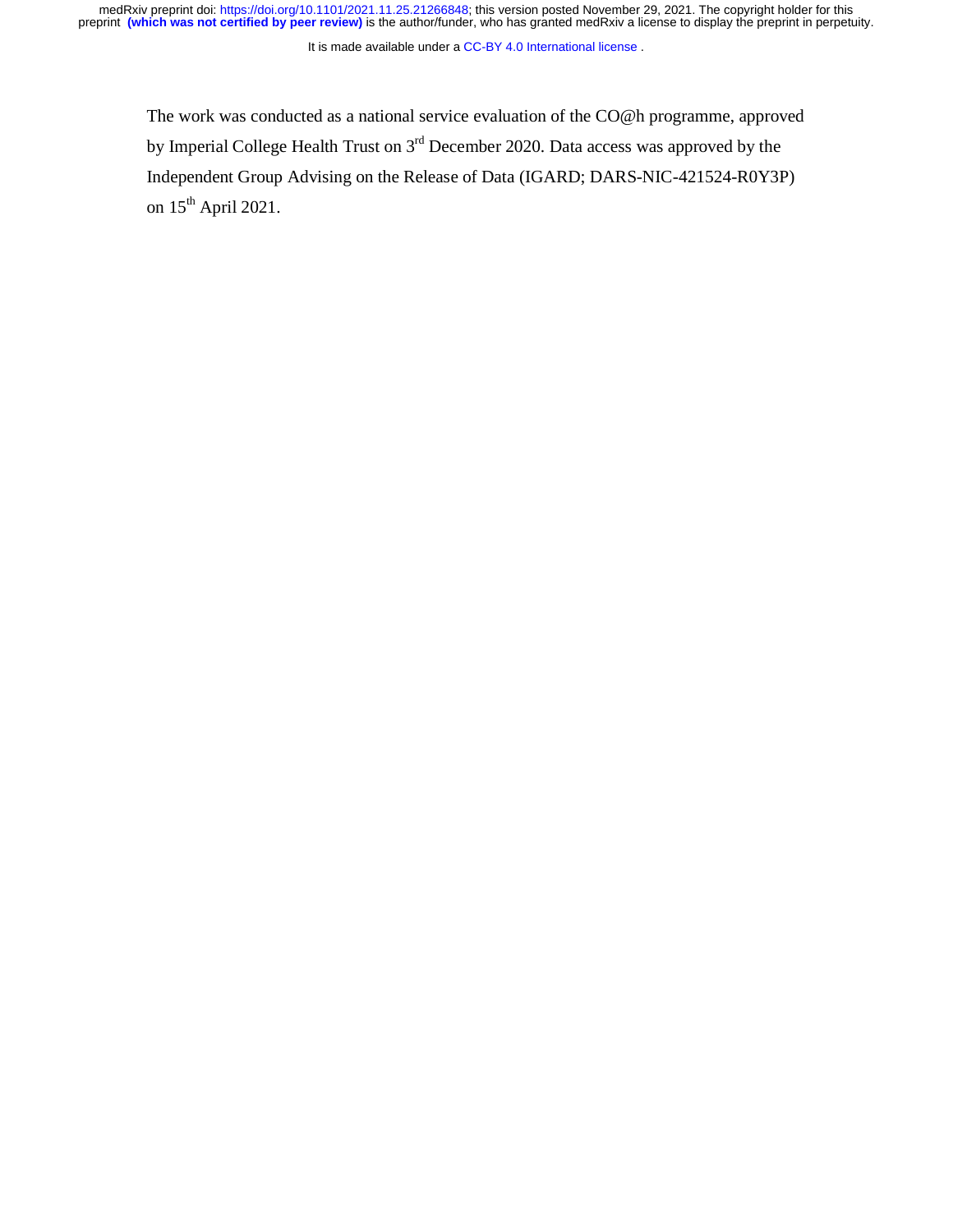The work was conducted as a national service evaluation of the CO@h programme, approved by Imperial College Health Trust on 3rd December 2020. Data access was approved by the Independent Group Advising on the Release of Data (IGARD; DARS-NIC-421524-R0Y3P) on 15th April 2021.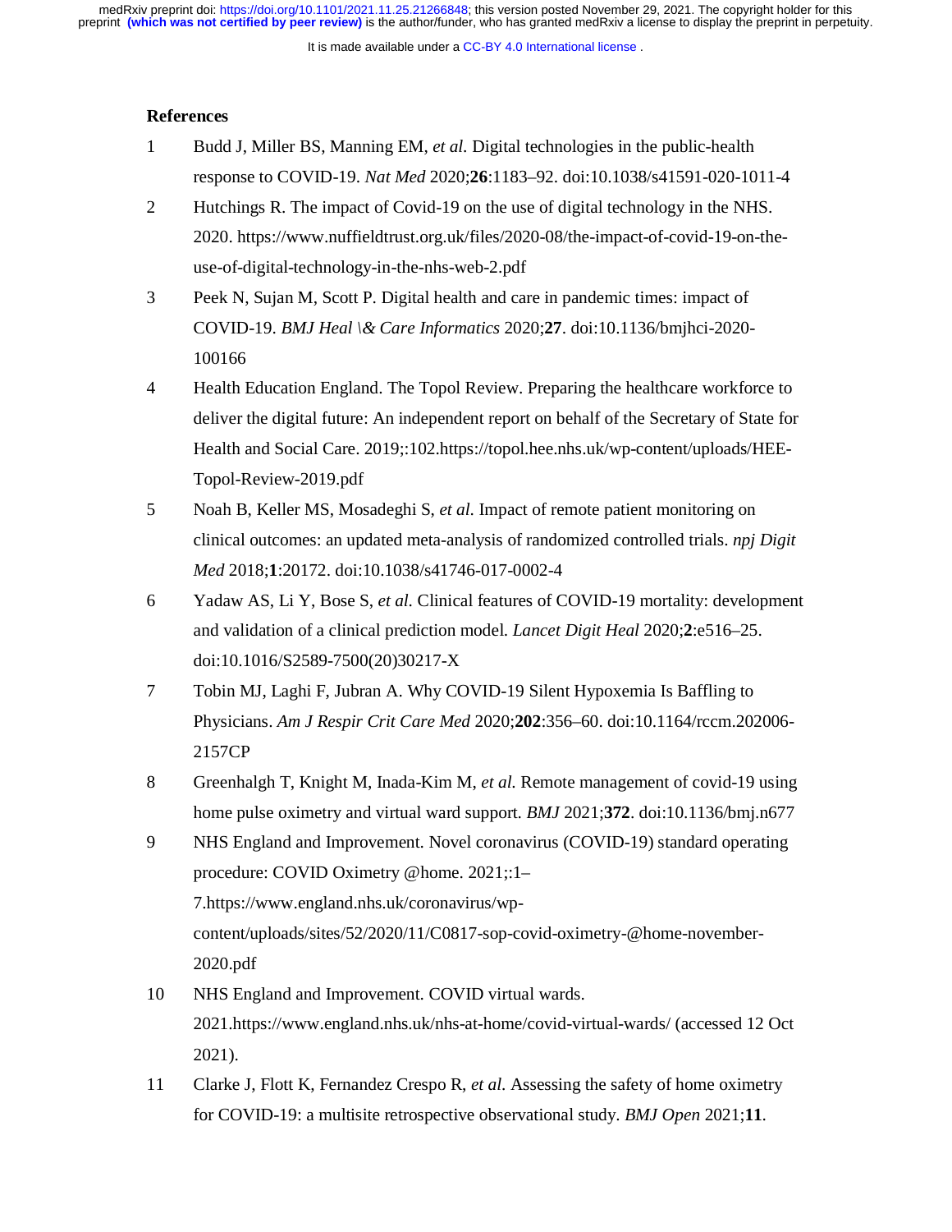## References

1. Budd J, Miller BS, Manning EM, *et al.* Digital technologies in the public-health response to COVID-19. *Nat Med* 2020;**26**:1183–92. doi:10.1038/s41591-020-1011-4
2. Hutchings R. The impact of Covid-19 on the use of digital technology in the NHS. 2020. https://www.nuffieldtrust.org.uk/files/2020-08/the-impact-of-covid-19-on-the-use-of-digital-technology-in-the-nhs-web-2.pdf
3. Peek N, Sujan M, Scott P. Digital health and care in pandemic times: impact of COVID-19. *BMJ Heal \& Care Informatics* 2020;**27**. doi:10.1136/bmjhci-2020-100166
4. Health Education England. The Topol Review. Preparing the healthcare workforce to deliver the digital future: An independent report on behalf of the Secretary of State for Health and Social Care. 2019;:102.https://topol.hee.nhs.uk/wp-content/uploads/HEE-Topol-Review-2019.pdf
5. Noah B, Keller MS, Mosadeghi S, *et al.* Impact of remote patient monitoring on clinical outcomes: an updated meta-analysis of randomized controlled trials. *npj Digit Med* 2018;**1**:20172. doi:10.1038/s41746-017-0002-4
6. Yadaw AS, Li Y, Bose S, *et al.* Clinical features of COVID-19 mortality: development and validation of a clinical prediction model. *Lancet Digit Heal* 2020;**2**:e516–25. doi:10.1016/S2589-7500(20)30217-X
7. Tobin MJ, Laghi F, Jubran A. Why COVID-19 Silent Hypoxemia Is Baffling to Physicians. *Am J Respir Crit Care Med* 2020;**202**:356–60. doi:10.1164/rccm.202006-2157CP
8. Greenhalgh T, Knight M, Inada-Kim M, *et al.* Remote management of covid-19 using home pulse oximetry and virtual ward support. *BMJ* 2021;**372**. doi:10.1136/bmj.n677
9. NHS England and Improvement. Novel coronavirus (COVID-19) standard operating procedure: COVID Oximetry @home. 2021;:1–7.https://www.england.nhs.uk/coronavirus/wp-content/uploads/sites/52/2020/11/C0817-sop-covid-oximetry-@home-november-2020.pdf
10. NHS England and Improvement. COVID virtual wards. 2021.https://www.england.nhs.uk/nhs-at-home/covid-virtual-wards/ (accessed 12 Oct 2021).
11. Clarke J, Flott K, Fernandez Crespo R, *et al.* Assessing the safety of home oximetry for COVID-19: a multisite retrospective observational study. *BMJ Open* 2021;**11**.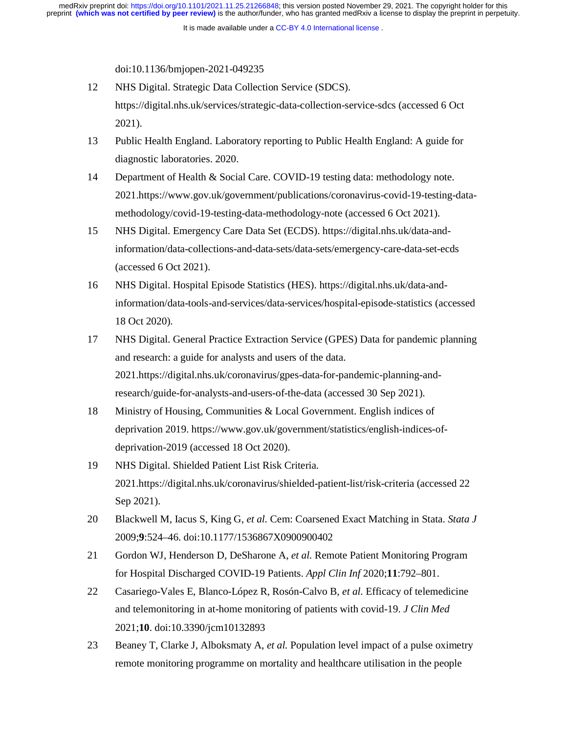doi:10.1136/bmjopen-2021-049235

12. NHS Digital. Strategic Data Collection Service (SDCS). https://digital.nhs.uk/services/strategic-data-collection-service-sdcs (accessed 6 Oct 2021).
13. Public Health England. Laboratory reporting to Public Health England: A guide for diagnostic laboratories. 2020.
14. Department of Health & Social Care. COVID-19 testing data: methodology note. 2021.https://www.gov.uk/government/publications/coronavirus-covid-19-testing-data-methodology/covid-19-testing-data-methodology-note (accessed 6 Oct 2021).
15. NHS Digital. Emergency Care Data Set (ECDS). https://digital.nhs.uk/data-and-information/data-collections-and-data-sets/data-sets/emergency-care-data-set-ecds (accessed 6 Oct 2021).
16. NHS Digital. Hospital Episode Statistics (HES). https://digital.nhs.uk/data-and-information/data-tools-and-services/data-services/hospital-episode-statistics (accessed 18 Oct 2020).
17. NHS Digital. General Practice Extraction Service (GPES) Data for pandemic planning and research: a guide for analysts and users of the data. 2021.https://digital.nhs.uk/coronavirus/gpes-data-for-pandemic-planning-and-research/guide-for-analysts-and-users-of-the-data (accessed 30 Sep 2021).
18. Ministry of Housing, Communities & Local Government. English indices of deprivation 2019. https://www.gov.uk/government/statistics/english-indices-of-deprivation-2019 (accessed 18 Oct 2020).
19. NHS Digital. Shielded Patient List Risk Criteria. 2021.https://digital.nhs.uk/coronavirus/shielded-patient-list/risk-criteria (accessed 22 Sep 2021).
20. Blackwell M, Iacus S, King G, *et al.* Cem: Coarsened Exact Matching in Stata. *Stata J* 2009;**9**:524–46. doi:10.1177/1536867X0900900402
21. Gordon WJ, Henderson D, DeSharone A, *et al.* Remote Patient Monitoring Program for Hospital Discharged COVID-19 Patients. *Appl Clin Inf* 2020;**11**:792–801.
22. Casariego-Vales E, Blanco-López R, Rosón-Calvo B, *et al.* Efficacy of telemedicine and telemonitoring in at-home monitoring of patients with covid-19. *J Clin Med* 2021;**10**. doi:10.3390/jcm10132893
23. Beaney T, Clarke J, Alboksmaty A, *et al.* Population level impact of a pulse oximetry remote monitoring programme on mortality and healthcare utilisation in the people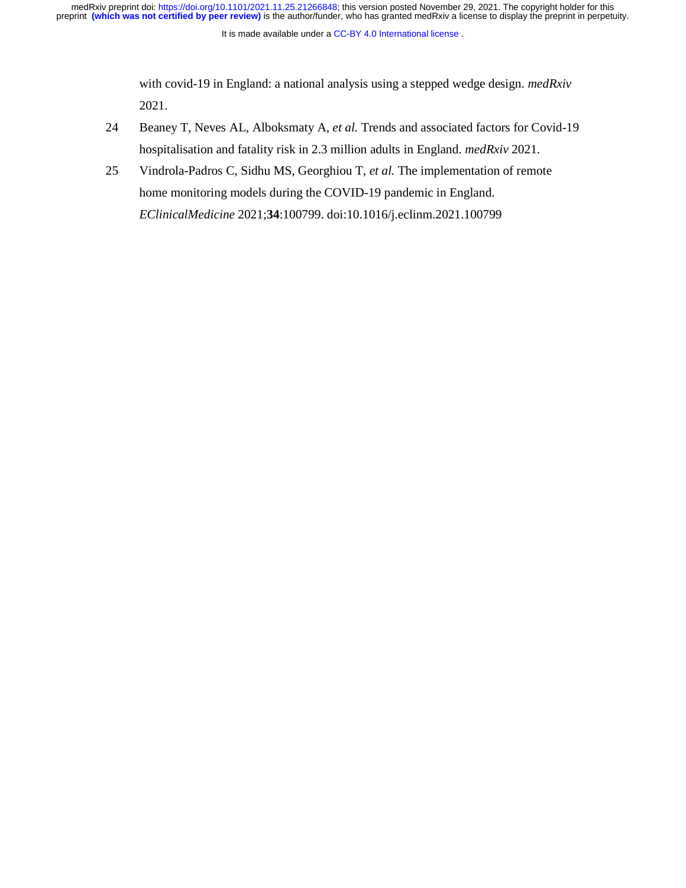with covid-19 in England: a national analysis using a stepped wedge design. *medRxiv* 2021.

24 Beaney T, Neves AL, Alboksmaty A, *et al.* Trends and associated factors for Covid-19 hospitalisation and fatality risk in 2.3 million adults in England. *medRxiv* 2021.

25 Vindrola-Padros C, Sidhu MS, Georghiou T, *et al.* The implementation of remote home monitoring models during the COVID-19 pandemic in England. *EClinicalMedicine* 2021;**34**:100799. doi:10.1016/j.eclinm.2021.100799